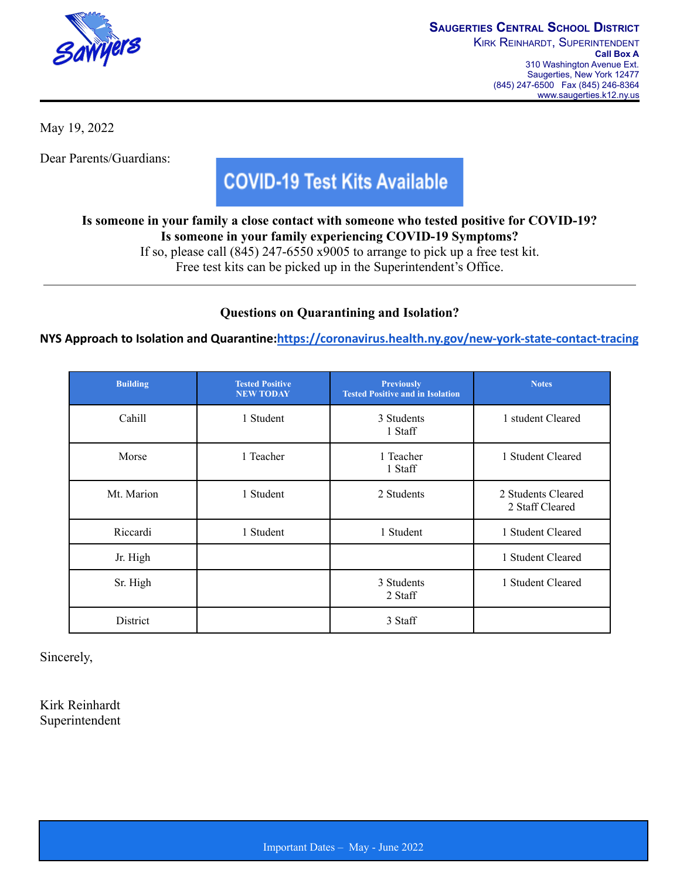**Saugerties Central School District**
Kirk Reinhardt, Superintendent
**Call Box A**
310 Washington Avenue Ext.
Saugerties, New York 12477
(845) 247-6500 Fax (845) 246-8364
www.saugerties.k12.ny.us

May 19, 2022

Dear Parents/Guardians:

## COVID-19 Test Kits Available

**Is someone in your family a close contact with someone who tested positive for COVID-19?**
**Is someone in your family experiencing COVID-19 Symptoms?**
If so, please call (845) 247-6550 x9005 to arrange to pick up a free test kit.
Free test kits can be picked up in the Superintendent's Office.

---

### Questions on Quarantining and Isolation?

**NYS Approach to Isolation and Quarantine:**[https://coronavirus.health.ny.gov/new-york-state-contact-tracing](https://coronavirus.health.ny.gov/new-york-state-contact-tracing)

| Building | Tested Positive NEW TODAY | Previously Tested Positive and in Isolation | Notes |
|---|---|---|---|
| Cahill | 1 Student | 3 Students<br>1 Staff | 1 student Cleared |
| Morse | 1 Teacher | 1 Teacher<br>1 Staff | 1 Student Cleared |
| Mt. Marion | 1 Student | 2 Students | 2 Students Cleared<br>2 Staff Cleared |
| Riccardi | 1 Student | 1 Student | 1 Student Cleared |
| Jr. High | | | 1 Student Cleared |
| Sr. High | | 3 Students<br>2 Staff | 1 Student Cleared |
| District | | 3 Staff | |

Sincerely,

Kirk Reinhardt
Superintendent

Important Dates – May - June 2022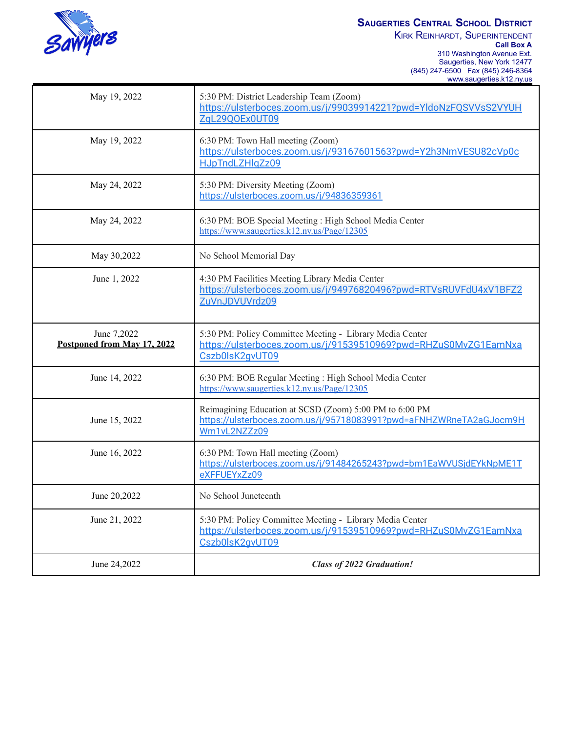**Saugerties Central School District**
Kirk Reinhardt, Superintendent
**Call Box A**
310 Washington Avenue Ext.
Saugerties, New York 12477
(845) 247-6500 Fax (845) 246-8364
www.saugerties.k12.ny.us

| | |
|---|---|
| May 19, 2022 | 5:30 PM: District Leadership Team (Zoom) https://ulsterboces.zoom.us/j/99039914221?pwd=YldoNzFQSVVsS2VYUHZqL29QOEx0UT09 |
| May 19, 2022 | 6:30 PM: Town Hall meeting (Zoom) https://ulsterboces.zoom.us/j/93167601563?pwd=Y2h3NmVESU82cVp0cHJpTndLZHlqZz09 |
| May 24, 2022 | 5:30 PM: Diversity Meeting (Zoom) https://ulsterboces.zoom.us/j/94836359361 |
| May 24, 2022 | 6:30 PM: BOE Special Meeting : High School Media Center https://www.saugerties.k12.ny.us/Page/12305 |
| May 30,2022 | No School Memorial Day |
| June 1, 2022 | 4:30 PM Facilities Meeting Library Media Center https://ulsterboces.zoom.us/j/94976820496?pwd=RTVsRUVFdU4xV1BFZ2ZuVnJDVUVrdz09 |
| June 7,2022 **Postponed from May 17, 2022** | 5:30 PM: Policy Committee Meeting - Library Media Center https://ulsterboces.zoom.us/j/91539510969?pwd=RHZuS0MvZG1EamNxaCszb0lsK2gvUT09 |
| June 14, 2022 | 6:30 PM: BOE Regular Meeting : High School Media Center https://www.saugerties.k12.ny.us/Page/12305 |
| June 15, 2022 | Reimagining Education at SCSD (Zoom) 5:00 PM to 6:00 PM https://ulsterboces.zoom.us/j/95718083991?pwd=aFNHZWRneTA2aGJocm9HWm1vL2NZZz09 |
| June 16, 2022 | 6:30 PM: Town Hall meeting (Zoom) https://ulsterboces.zoom.us/j/91484265243?pwd=bm1EaWVUSjdEYkNpME1TeXFFUEYxZz09 |
| June 20,2022 | No School Juneteenth |
| June 21, 2022 | 5:30 PM: Policy Committee Meeting - Library Media Center https://ulsterboces.zoom.us/j/91539510969?pwd=RHZuS0MvZG1EamNxaCszb0lsK2gvUT09 |
| June 24,2022 | ***Class of 2022 Graduation!*** |